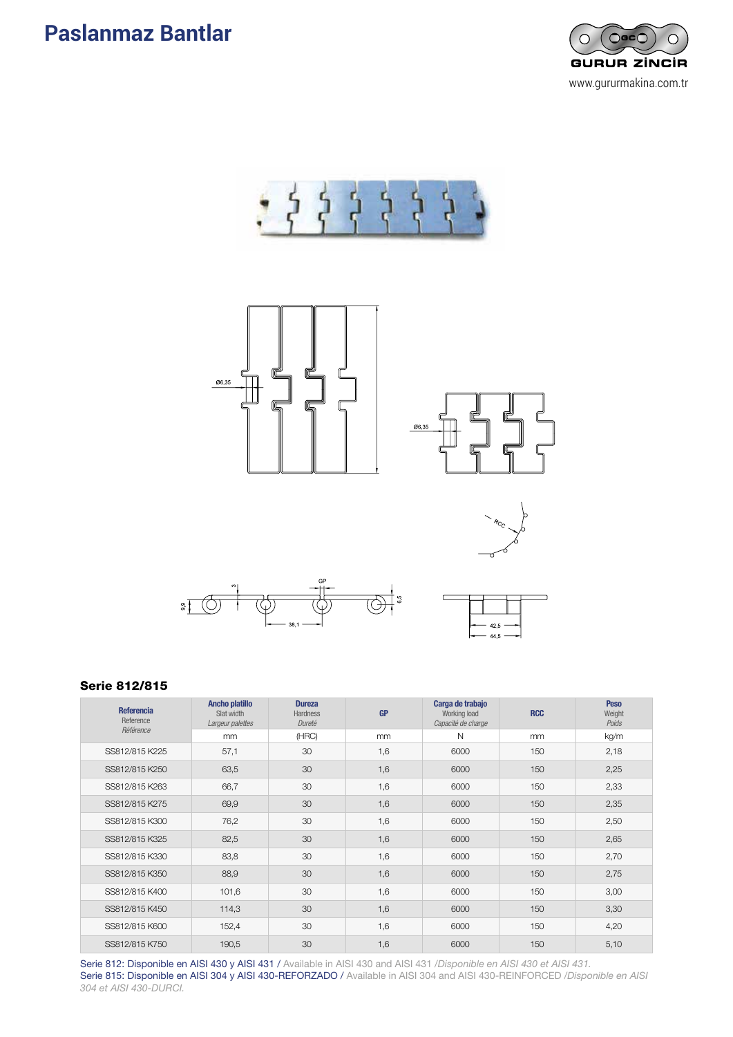# Paslanmaz Bantlar

GURUR ZİNCİR

www.gururmakina.com.tr

### Serie 812/815

| Referencia<br>Reference<br>*Référence* | Ancho platillo<br>Slat width<br>*Largeur palettes* | Dureza<br>Hardness<br>*Dureté* | GP | Carga de trabajo<br>Working load<br>*Capacité de charge* | RCC | Peso<br>Weight<br>*Poids* |
|---|---|---|---|---|---|---|
| | mm | (HRC) | mm | N | mm | kg/m |
| SS812/815 K225 | 57,1 | 30 | 1,6 | 6000 | 150 | 2,18 |
| SS812/815 K250 | 63,5 | 30 | 1,6 | 6000 | 150 | 2,25 |
| SS812/815 K263 | 66,7 | 30 | 1,6 | 6000 | 150 | 2,33 |
| SS812/815 K275 | 69,9 | 30 | 1,6 | 6000 | 150 | 2,35 |
| SS812/815 K300 | 76,2 | 30 | 1,6 | 6000 | 150 | 2,50 |
| SS812/815 K325 | 82,5 | 30 | 1,6 | 6000 | 150 | 2,65 |
| SS812/815 K330 | 83,8 | 30 | 1,6 | 6000 | 150 | 2,70 |
| SS812/815 K350 | 88,9 | 30 | 1,6 | 6000 | 150 | 2,75 |
| SS812/815 K400 | 101,6 | 30 | 1,6 | 6000 | 150 | 3,00 |
| SS812/815 K450 | 114,3 | 30 | 1,6 | 6000 | 150 | 3,30 |
| SS812/815 K600 | 152,4 | 30 | 1,6 | 6000 | 150 | 4,20 |
| SS812/815 K750 | 190,5 | 30 | 1,6 | 6000 | 150 | 5,10 |

Serie 812: Disponible en AISI 430 y AISI 431 / Available in AISI 430 and AISI 431 /*Disponible en AISI 430 et AISI 431.*
Serie 815: Disponible en AISI 304 y AISI 430-REFORZADO / Available in AISI 304 and AISI 430-REINFORCED /*Disponible en AISI 304 et AISI 430-DURCI.*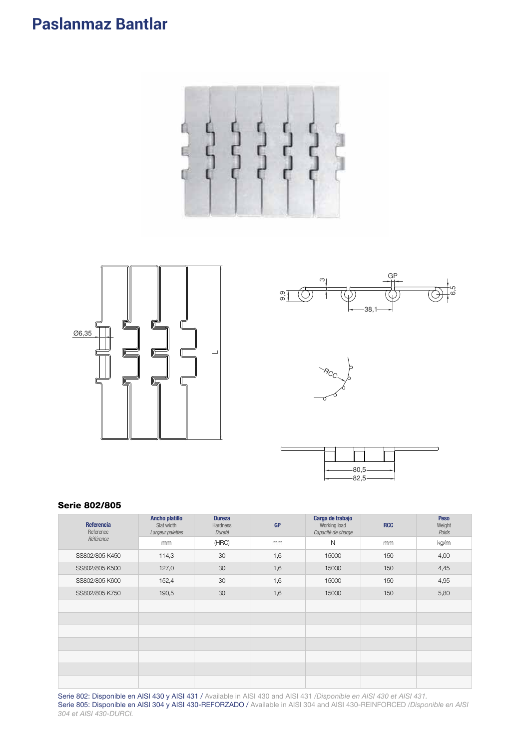# Paslanmaz Bantlar

### Serie 802/805

| Referencia<br>Reference<br>*Référence* | Ancho platillo<br>Slat width<br>*Largeur palettes* | Dureza<br>Hardness<br>*Dureté* | GP | Carga de trabajo<br>Working load<br>*Capacité de charge* | RCC | Peso<br>Weight<br>*Poids* |
|---|---|---|---|---|---|---|
| | mm | (HRC) | mm | N | mm | kg/m |
| SS802/805 K450 | 114,3 | 30 | 1,6 | 15000 | 150 | 4,00 |
| SS802/805 K500 | 127,0 | 30 | 1,6 | 15000 | 150 | 4,45 |
| SS802/805 K600 | 152,4 | 30 | 1,6 | 15000 | 150 | 4,95 |
| SS802/805 K750 | 190,5 | 30 | 1,6 | 15000 | 150 | 5,80 |
| | | | | | | |
| | | | | | | |
| | | | | | | |
| | | | | | | |
| | | | | | | |
| | | | | | | |
| | | | | | | |

Serie 802: Disponible en AISI 430 y AISI 431 / Available in AISI 430 and AISI 431 /*Disponible en AISI 430 et AISI 431.*
Serie 805: Disponible en AISI 304 y AISI 430-REFORZADO / Available in AISI 304 and AISI 430-REINFORCED /*Disponible en AISI 304 et AISI 430-DURCI.*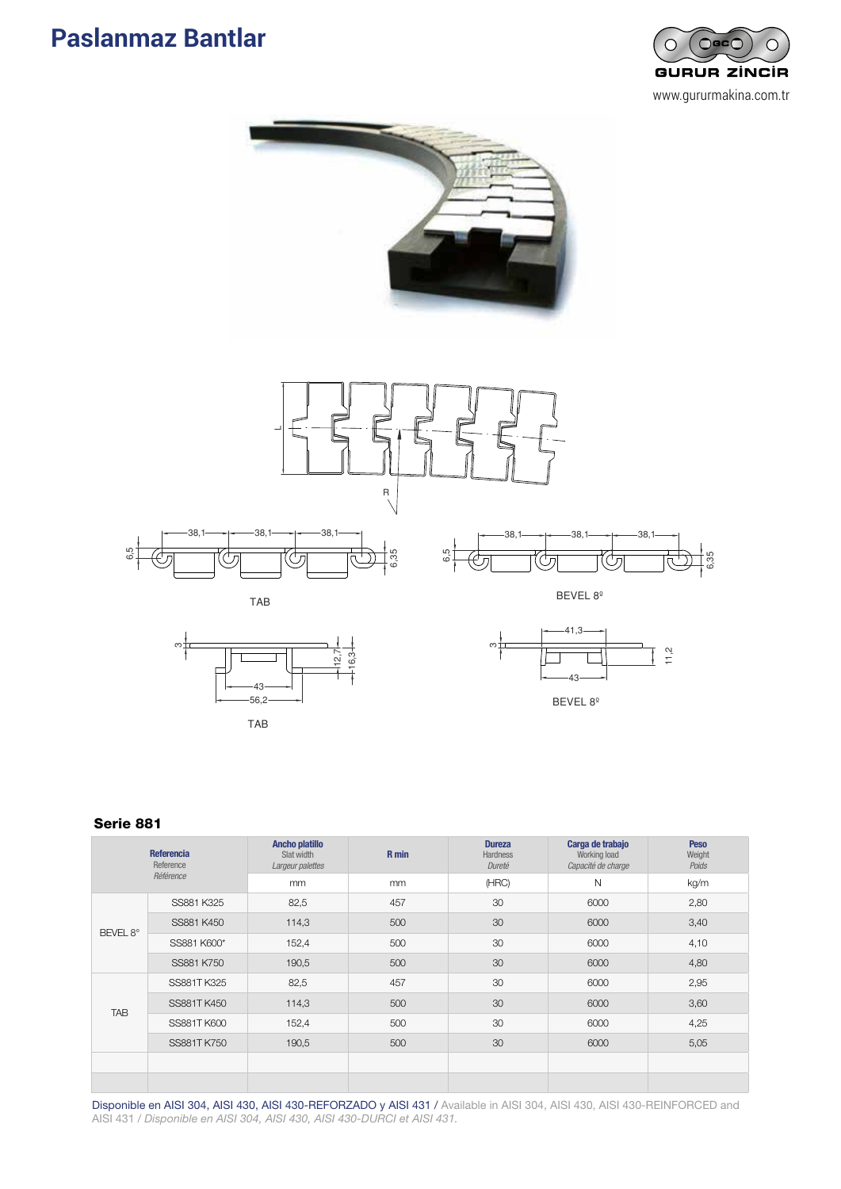# Paslanmaz Bantlar

GURUR ZİNCİR

www.gururmakina.com.tr

TAB

BEVEL 8º

TAB

BEVEL 8º

## Serie 881

| Referencia<br>Reference<br>*Référence* | | Ancho platillo<br>Slat width<br>*Largeur palettes* | R min | Dureza<br>Hardness<br>*Dureté* | Carga de trabajo<br>Working load<br>*Capacité de charge* | Peso<br>Weight<br>*Poids* |
|---|---|---|---|---|---|---|
| | | mm | mm | (HRC) | N | kg/m |
| BEVEL 8° | SS881 K325 | 82,5 | 457 | 30 | 6000 | 2,80 |
| | SS881 K450 | 114,3 | 500 | 30 | 6000 | 3,40 |
| | SS881 K600* | 152,4 | 500 | 30 | 6000 | 4,10 |
| | SS881 K750 | 190,5 | 500 | 30 | 6000 | 4,80 |
| TAB | SS881T K325 | 82,5 | 457 | 30 | 6000 | 2,95 |
| | SS881T K450 | 114,3 | 500 | 30 | 6000 | 3,60 |
| | SS881T K600 | 152,4 | 500 | 30 | 6000 | 4,25 |
| | SS881T K750 | 190,5 | 500 | 30 | 6000 | 5,05 |

Disponible en AISI 304, AISI 430, AISI 430-REFORZADO y AISI 431 / Available in AISI 304, AISI 430, AISI 430-REINFORCED and AISI 431 / *Disponible en AISI 304, AISI 430, AISI 430-DURCI et AISI 431.*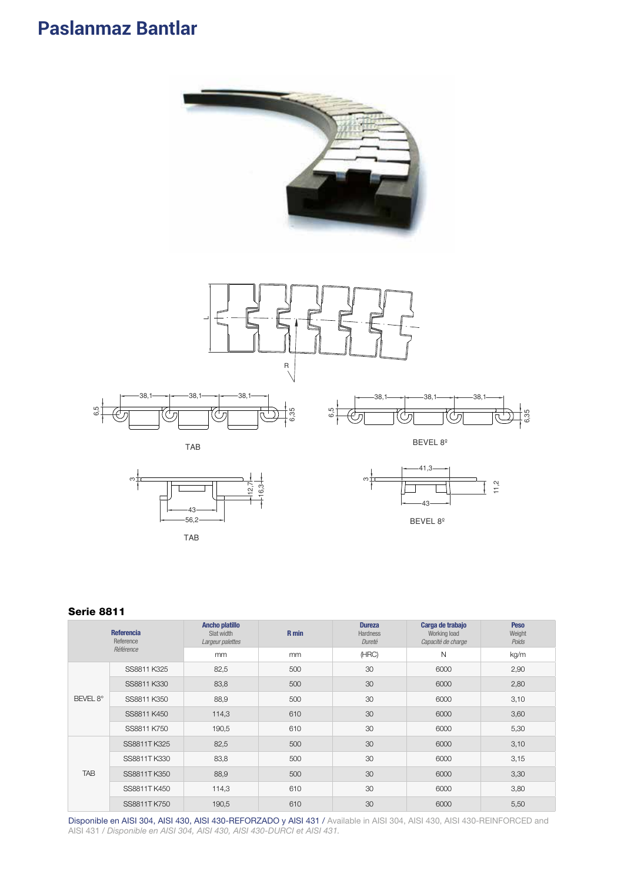# Paslanmaz Bantlar

TAB

BEVEL 8º

TAB

BEVEL 8º

### Serie 8811

| Referencia<br>Reference<br>*Référence* | | Ancho platillo<br>Slat width<br>*Largeur palettes* | R min | Dureza<br>Hardness<br>*Dureté* | Carga de trabajo<br>Working load<br>*Capacité de charge* | Peso<br>Weight<br>*Poids* |
|---|---|---|---|---|---|---|
| | | mm | mm | (HRC) | N | kg/m |
| BEVEL 8° | SS8811 K325 | 82,5 | 500 | 30 | 6000 | 2,90 |
| | SS8811 K330 | 83,8 | 500 | 30 | 6000 | 2,80 |
| | SS8811 K350 | 88,9 | 500 | 30 | 6000 | 3,10 |
| | SS8811 K450 | 114,3 | 610 | 30 | 6000 | 3,60 |
| | SS8811 K750 | 190,5 | 610 | 30 | 6000 | 5,30 |
| TAB | SS8811T K325 | 82,5 | 500 | 30 | 6000 | 3,10 |
| | SS8811T K330 | 83,8 | 500 | 30 | 6000 | 3,15 |
| | SS8811T K350 | 88,9 | 500 | 30 | 6000 | 3,30 |
| | SS8811T K450 | 114,3 | 610 | 30 | 6000 | 3,80 |
| | SS8811T K750 | 190,5 | 610 | 30 | 6000 | 5,50 |

Disponible en AISI 304, AISI 430, AISI 430-REFORZADO y AISI 431 / Available in AISI 304, AISI 430, AISI 430-REINFORCED and AISI 431 / *Disponible en AISI 304, AISI 430, AISI 430-DURCI et AISI 431.*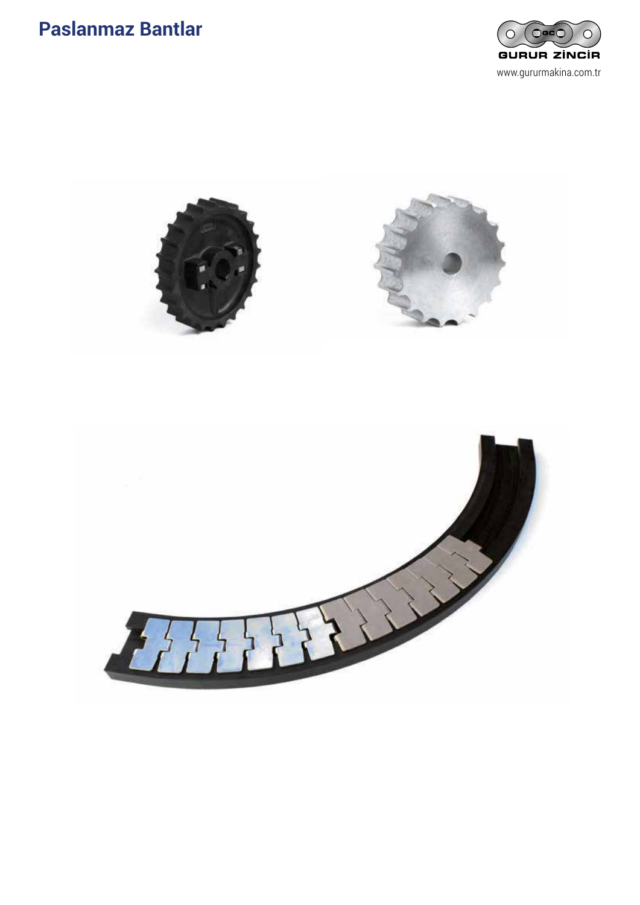# Paslanmaz Bantlar